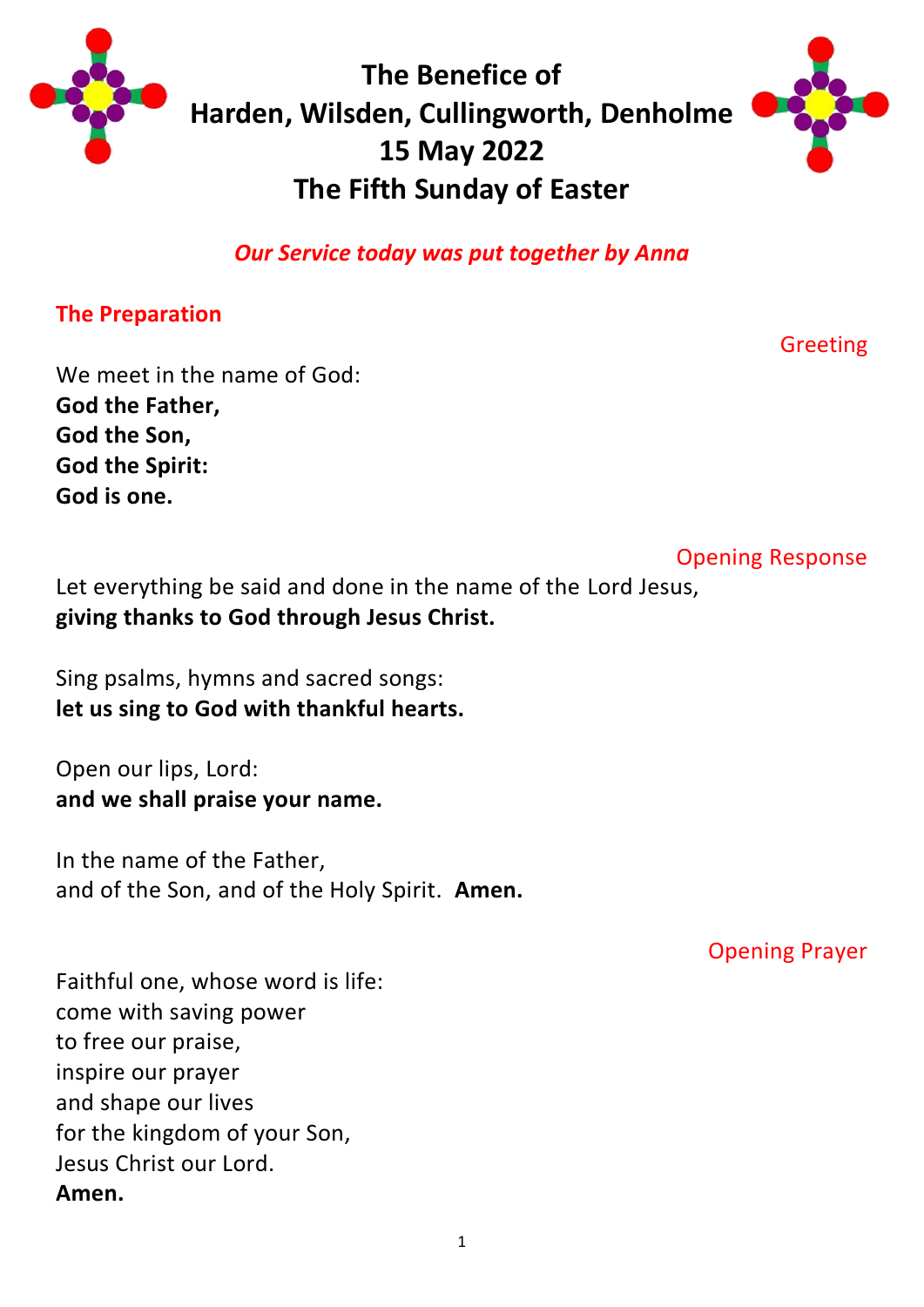# The Benefice of Harden, Wilsden, Cullingworth, Denholme
# 15 May 2022
# The Fifth Sunday of Easter

*Our Service today was put together by Anna*

## The Preparation

Greeting

We meet in the name of God:
**God the Father,**
**God the Son,**
**God the Spirit:**
**God is one.**

Opening Response

Let everything be said and done in the name of the Lord Jesus,
**giving thanks to God through Jesus Christ.**

Sing psalms, hymns and sacred songs:
**let us sing to God with thankful hearts.**

Open our lips, Lord:
**and we shall praise your name.**

In the name of the Father,
and of the Son, and of the Holy Spirit. **Amen.**

Opening Prayer

Faithful one, whose word is life:
come with saving power
to free our praise,
inspire our prayer
and shape our lives
for the kingdom of your Son,
Jesus Christ our Lord.
**Amen.**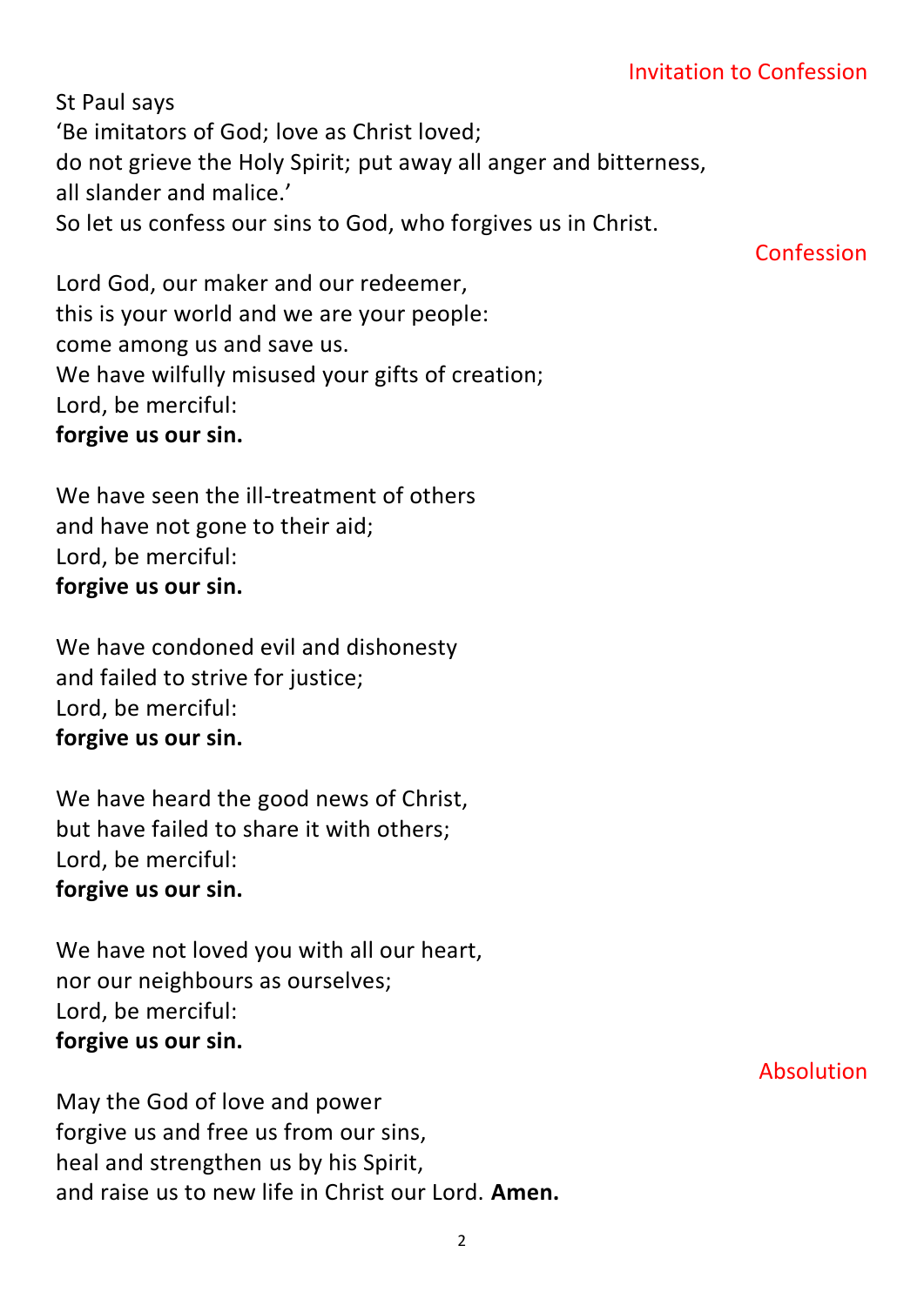### Invitation to Confession

St Paul says
'Be imitators of God; love as Christ loved;
do not grieve the Holy Spirit; put away all anger and bitterness,
all slander and malice.'
So let us confess our sins to God, who forgives us in Christ.

### Confession

Lord God, our maker and our redeemer,
this is your world and we are your people:
come among us and save us.
We have wilfully misused your gifts of creation;
Lord, be merciful:
**forgive us our sin.**

We have seen the ill-treatment of others
and have not gone to their aid;
Lord, be merciful:
**forgive us our sin.**

We have condoned evil and dishonesty
and failed to strive for justice;
Lord, be merciful:
**forgive us our sin.**

We have heard the good news of Christ,
but have failed to share it with others;
Lord, be merciful:
**forgive us our sin.**

We have not loved you with all our heart,
nor our neighbours as ourselves;
Lord, be merciful:
**forgive us our sin.**

### Absolution

May the God of love and power
forgive us and free us from our sins,
heal and strengthen us by his Spirit,
and raise us to new life in Christ our Lord. **Amen.**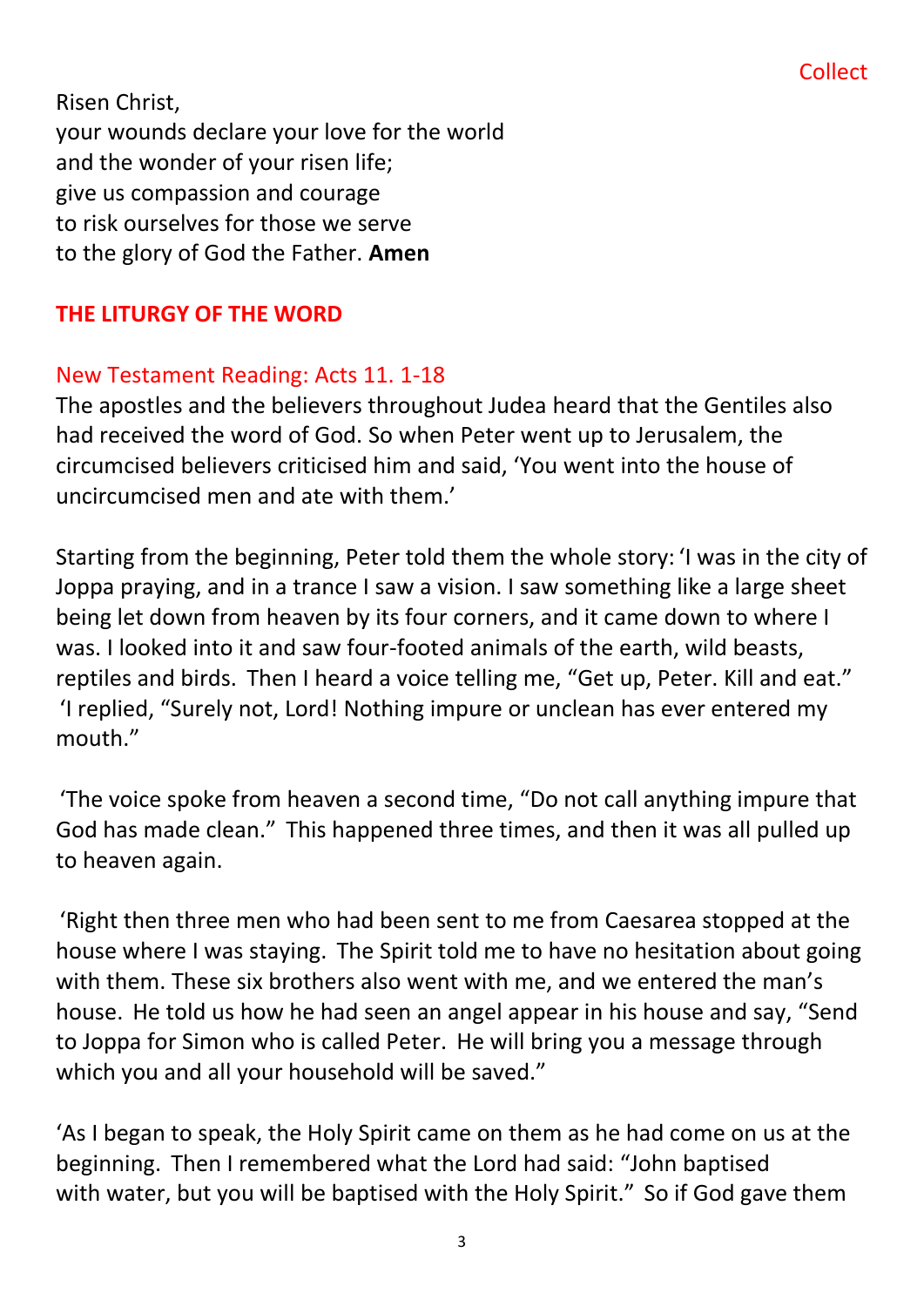Collect

Risen Christ,
your wounds declare your love for the world
and the wonder of your risen life;
give us compassion and courage
to risk ourselves for those we serve
to the glory of God the Father. **Amen**

## THE LITURGY OF THE WORD

New Testament Reading: Acts 11. 1-18

The apostles and the believers throughout Judea heard that the Gentiles also had received the word of God. So when Peter went up to Jerusalem, the circumcised believers criticised him and said, 'You went into the house of uncircumcised men and ate with them.'

Starting from the beginning, Peter told them the whole story: 'I was in the city of Joppa praying, and in a trance I saw a vision. I saw something like a large sheet being let down from heaven by its four corners, and it came down to where I was. I looked into it and saw four-footed animals of the earth, wild beasts, reptiles and birds. Then I heard a voice telling me, "Get up, Peter. Kill and eat." 'I replied, "Surely not, Lord! Nothing impure or unclean has ever entered my mouth."

'The voice spoke from heaven a second time, "Do not call anything impure that God has made clean." This happened three times, and then it was all pulled up to heaven again.

'Right then three men who had been sent to me from Caesarea stopped at the house where I was staying. The Spirit told me to have no hesitation about going with them. These six brothers also went with me, and we entered the man's house. He told us how he had seen an angel appear in his house and say, "Send to Joppa for Simon who is called Peter. He will bring you a message through which you and all your household will be saved."

'As I began to speak, the Holy Spirit came on them as he had come on us at the beginning. Then I remembered what the Lord had said: "John baptised with water, but you will be baptised with the Holy Spirit." So if God gave them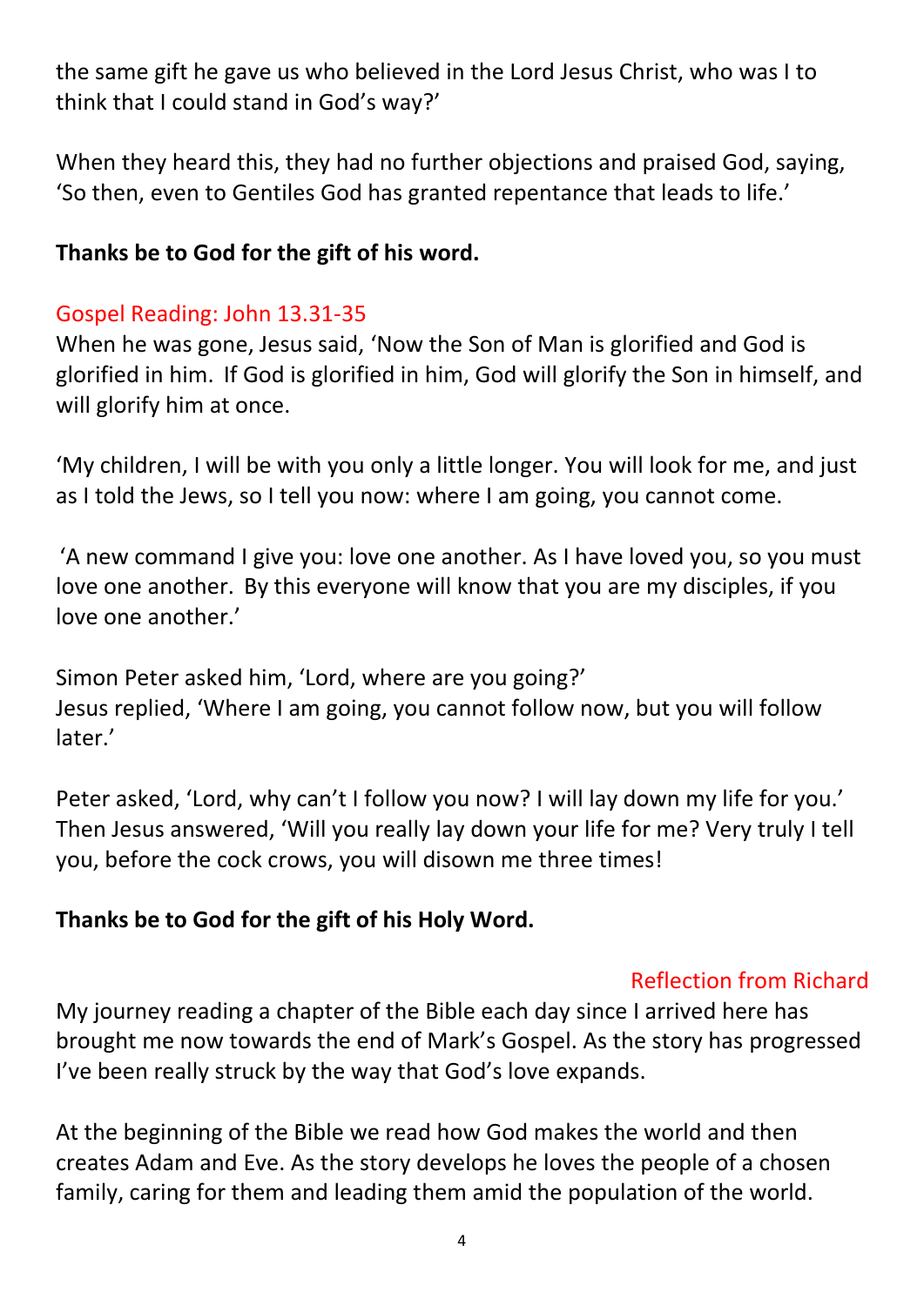the same gift he gave us who believed in the Lord Jesus Christ, who was I to think that I could stand in God's way?'

When they heard this, they had no further objections and praised God, saying, 'So then, even to Gentiles God has granted repentance that leads to life.'

**Thanks be to God for the gift of his word.**

## Gospel Reading: John 13.31-35

When he was gone, Jesus said, 'Now the Son of Man is glorified and God is glorified in him. If God is glorified in him, God will glorify the Son in himself, and will glorify him at once.

'My children, I will be with you only a little longer. You will look for me, and just as I told the Jews, so I tell you now: where I am going, you cannot come.

'A new command I give you: love one another. As I have loved you, so you must love one another. By this everyone will know that you are my disciples, if you love one another.'

Simon Peter asked him, 'Lord, where are you going?'
Jesus replied, 'Where I am going, you cannot follow now, but you will follow later.'

Peter asked, 'Lord, why can't I follow you now? I will lay down my life for you.'
Then Jesus answered, 'Will you really lay down your life for me? Very truly I tell you, before the cock crows, you will disown me three times!

**Thanks be to God for the gift of his Holy Word.**

## Reflection from Richard

My journey reading a chapter of the Bible each day since I arrived here has brought me now towards the end of Mark's Gospel. As the story has progressed I've been really struck by the way that God's love expands.

At the beginning of the Bible we read how God makes the world and then creates Adam and Eve. As the story develops he loves the people of a chosen family, caring for them and leading them amid the population of the world.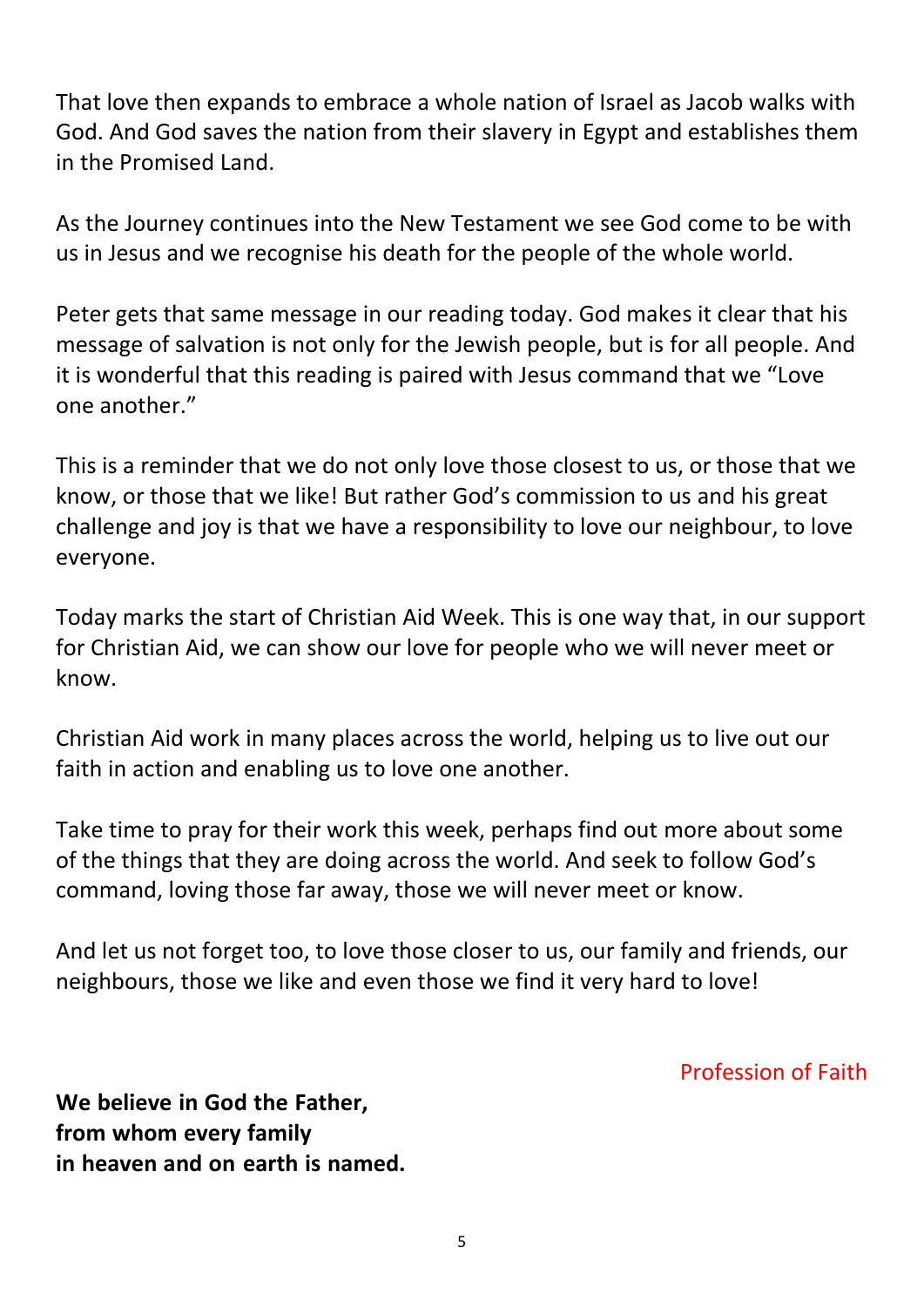That love then expands to embrace a whole nation of Israel as Jacob walks with God. And God saves the nation from their slavery in Egypt and establishes them in the Promised Land.

As the Journey continues into the New Testament we see God come to be with us in Jesus and we recognise his death for the people of the whole world.

Peter gets that same message in our reading today. God makes it clear that his message of salvation is not only for the Jewish people, but is for all people. And it is wonderful that this reading is paired with Jesus command that we "Love one another."

This is a reminder that we do not only love those closest to us, or those that we know, or those that we like! But rather God's commission to us and his great challenge and joy is that we have a responsibility to love our neighbour, to love everyone.

Today marks the start of Christian Aid Week. This is one way that, in our support for Christian Aid, we can show our love for people who we will never meet or know.

Christian Aid work in many places across the world, helping us to live out our faith in action and enabling us to love one another.

Take time to pray for their work this week, perhaps find out more about some of the things that they are doing across the world. And seek to follow God's command, loving those far away, those we will never meet or know.

And let us not forget too, to love those closer to us, our family and friends, our neighbours, those we like and even those we find it very hard to love!

Profession of Faith

**We believe in God the Father,**
**from whom every family**
**in heaven and on earth is named.**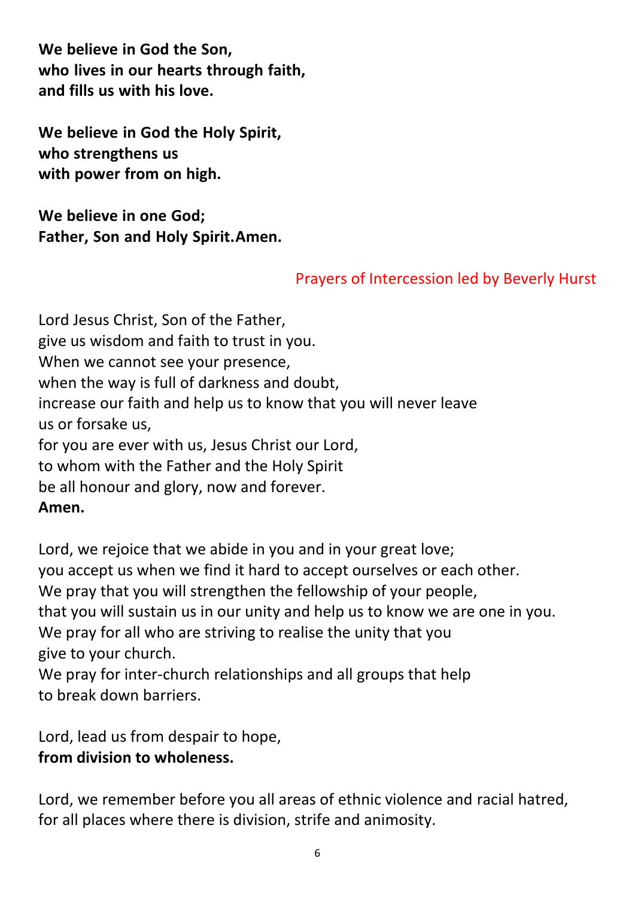**We believe in God the Son,**
**who lives in our hearts through faith,**
**and fills us with his love.**

**We believe in God the Holy Spirit,**
**who strengthens us**
**with power from on high.**

**We believe in one God;**
**Father, Son and Holy Spirit.Amen.**

Prayers of Intercession led by Beverly Hurst

Lord Jesus Christ, Son of the Father,
give us wisdom and faith to trust in you.
When we cannot see your presence,
when the way is full of darkness and doubt,
increase our faith and help us to know that you will never leave us or forsake us,
for you are ever with us, Jesus Christ our Lord,
to whom with the Father and the Holy Spirit
be all honour and glory, now and forever.
**Amen.**

Lord, we rejoice that we abide in you and in your great love;
you accept us when we find it hard to accept ourselves or each other.
We pray that you will strengthen the fellowship of your people,
that you will sustain us in our unity and help us to know we are one in you.
We pray for all who are striving to realise the unity that you give to your church.
We pray for inter-church relationships and all groups that help to break down barriers.

Lord, lead us from despair to hope,
**from division to wholeness.**

Lord, we remember before you all areas of ethnic violence and racial hatred,
for all places where there is division, strife and animosity.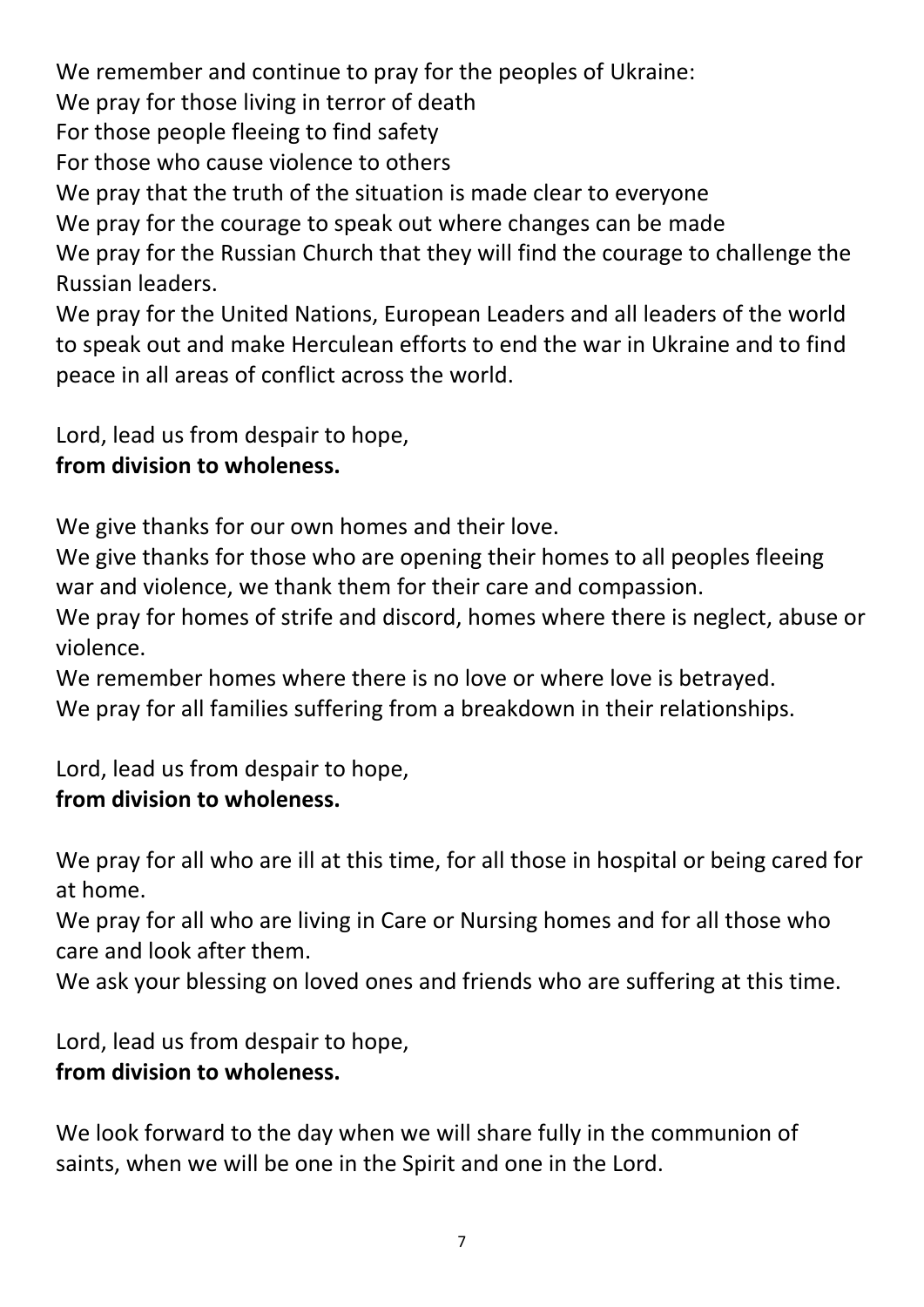We remember and continue to pray for the peoples of Ukraine:
We pray for those living in terror of death
For those people fleeing to find safety
For those who cause violence to others
We pray that the truth of the situation is made clear to everyone
We pray for the courage to speak out where changes can be made
We pray for the Russian Church that they will find the courage to challenge the Russian leaders.
We pray for the United Nations, European Leaders and all leaders of the world to speak out and make Herculean efforts to end the war in Ukraine and to find peace in all areas of conflict across the world.

Lord, lead us from despair to hope,
**from division to wholeness.**

We give thanks for our own homes and their love.
We give thanks for those who are opening their homes to all peoples fleeing war and violence, we thank them for their care and compassion.
We pray for homes of strife and discord, homes where there is neglect, abuse or violence.
We remember homes where there is no love or where love is betrayed.
We pray for all families suffering from a breakdown in their relationships.

Lord, lead us from despair to hope,
**from division to wholeness.**

We pray for all who are ill at this time, for all those in hospital or being cared for at home.
We pray for all who are living in Care or Nursing homes and for all those who care and look after them.
We ask your blessing on loved ones and friends who are suffering at this time.

Lord, lead us from despair to hope,
**from division to wholeness.**

We look forward to the day when we will share fully in the communion of saints, when we will be one in the Spirit and one in the Lord.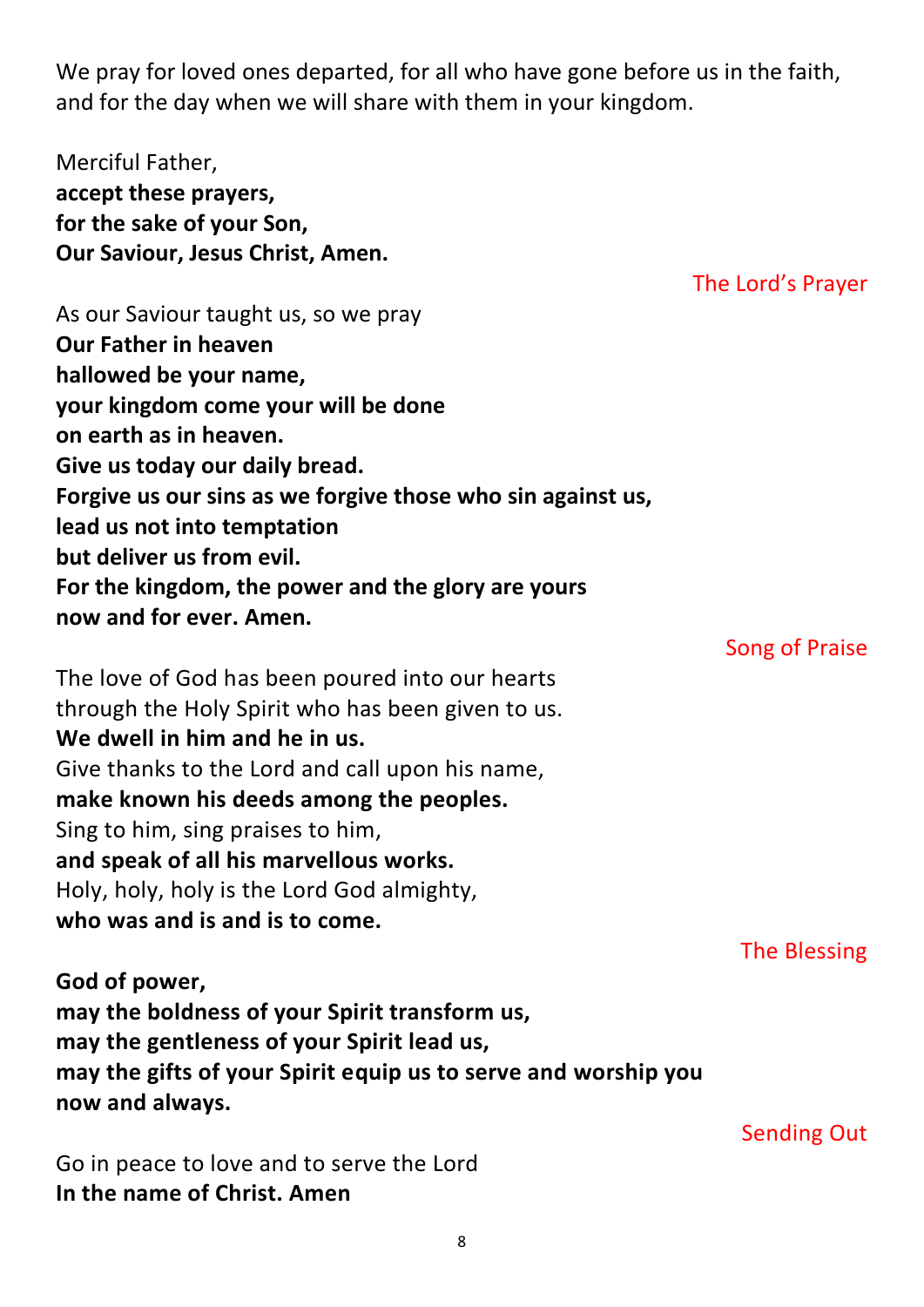We pray for loved ones departed, for all who have gone before us in the faith, and for the day when we will share with them in your kingdom.

Merciful Father,
**accept these prayers,**
**for the sake of your Son,**
**Our Saviour, Jesus Christ, Amen.**

### The Lord's Prayer

As our Saviour taught us, so we pray
**Our Father in heaven**
**hallowed be your name,**
**your kingdom come your will be done**
**on earth as in heaven.**
**Give us today our daily bread.**
**Forgive us our sins as we forgive those who sin against us,**
**lead us not into temptation**
**but deliver us from evil.**
**For the kingdom, the power and the glory are yours**
**now and for ever. Amen.**

### Song of Praise

The love of God has been poured into our hearts
through the Holy Spirit who has been given to us.
**We dwell in him and he in us.**
Give thanks to the Lord and call upon his name,
**make known his deeds among the peoples.**
Sing to him, sing praises to him,
**and speak of all his marvellous works.**
Holy, holy, holy is the Lord God almighty,
**who was and is and is to come.**

### The Blessing

**God of power,**
**may the boldness of your Spirit transform us,**
**may the gentleness of your Spirit lead us,**
**may the gifts of your Spirit equip us to serve and worship you**
**now and always.**

### Sending Out

Go in peace to love and to serve the Lord
**In the name of Christ. Amen**